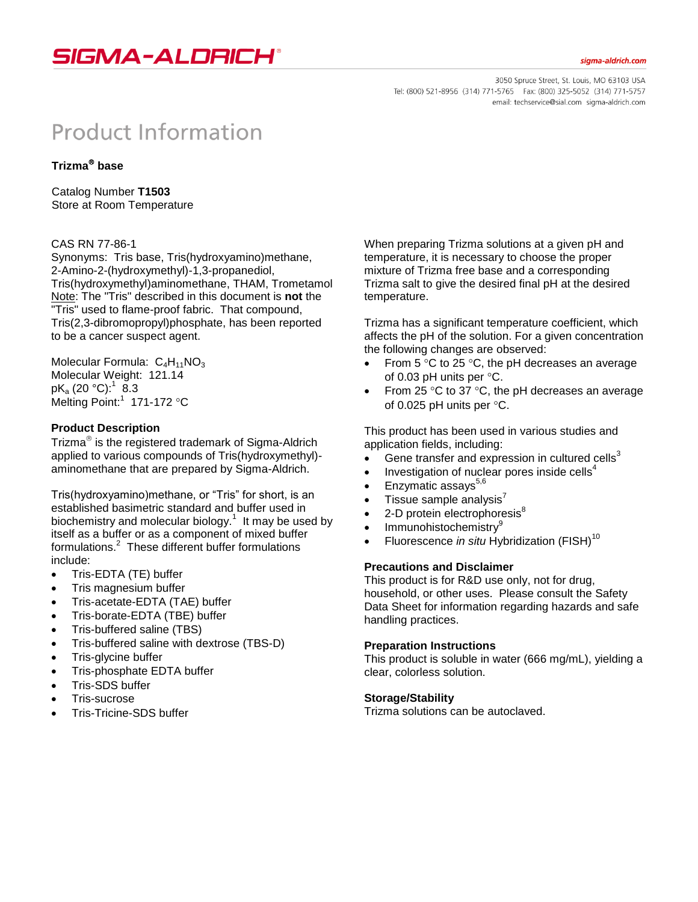SIGMA-ALDRICH®

sigma-aldrich.com

3050 Spruce Street, St. Louis, MO 63103 USA
Tel: (800) 521-8956 (314) 771-5765 Fax: (800) 325-5052 (314) 771-5757
email: techservice@sial.com sigma-aldrich.com

# Product Information

**Trizma® base**

Catalog Number **T1503**
Store at Room Temperature

CAS RN 77-86-1
Synonyms: Tris base, Tris(hydroxyamino)methane, 2-Amino-2-(hydroxymethyl)-1,3-propanediol, Tris(hydroxymethyl)aminomethane, THAM, Trometamol
Note: The "Tris" described in this document is **not** the "Tris" used to flame-proof fabric. That compound, Tris(2,3-dibromopropyl)phosphate, has been reported to be a cancer suspect agent.

Molecular Formula: $C_4H_{11}NO_3$
Molecular Weight: 121.14
$pK_a$ (20 °C):[1] 8.3
Melting Point:[1] 171-172 °C

## Product Description

Trizma® is the registered trademark of Sigma-Aldrich applied to various compounds of Tris(hydroxymethyl)-aminomethane that are prepared by Sigma-Aldrich.

Tris(hydroxyamino)methane, or "Tris" for short, is an established basimetric standard and buffer used in biochemistry and molecular biology.[1] It may be used by itself as a buffer or as a component of mixed buffer formulations.[2] These different buffer formulations include:

- Tris-EDTA (TE) buffer
- Tris magnesium buffer
- Tris-acetate-EDTA (TAE) buffer
- Tris-borate-EDTA (TBE) buffer
- Tris-buffered saline (TBS)
- Tris-buffered saline with dextrose (TBS-D)
- Tris-glycine buffer
- Tris-phosphate EDTA buffer
- Tris-SDS buffer
- Tris-sucrose
- Tris-Tricine-SDS buffer

When preparing Trizma solutions at a given pH and temperature, it is necessary to choose the proper mixture of Trizma free base and a corresponding Trizma salt to give the desired final pH at the desired temperature.

Trizma has a significant temperature coefficient, which affects the pH of the solution. For a given concentration the following changes are observed:

- From 5 °C to 25 °C, the pH decreases an average of 0.03 pH units per °C.
- From 25 °C to 37 °C, the pH decreases an average of 0.025 pH units per °C.

This product has been used in various studies and application fields, including:

- Gene transfer and expression in cultured cells[3]
- Investigation of nuclear pores inside cells[4]
- Enzymatic assays[5,6]
- Tissue sample analysis[7]
- 2-D protein electrophoresis[8]
- Immunohistochemistry[9]
- Fluorescence *in situ* Hybridization (FISH)[10]

## Precautions and Disclaimer

This product is for R&D use only, not for drug, household, or other uses. Please consult the Safety Data Sheet for information regarding hazards and safe handling practices.

## Preparation Instructions

This product is soluble in water (666 mg/mL), yielding a clear, colorless solution.

## Storage/Stability

Trizma solutions can be autoclaved.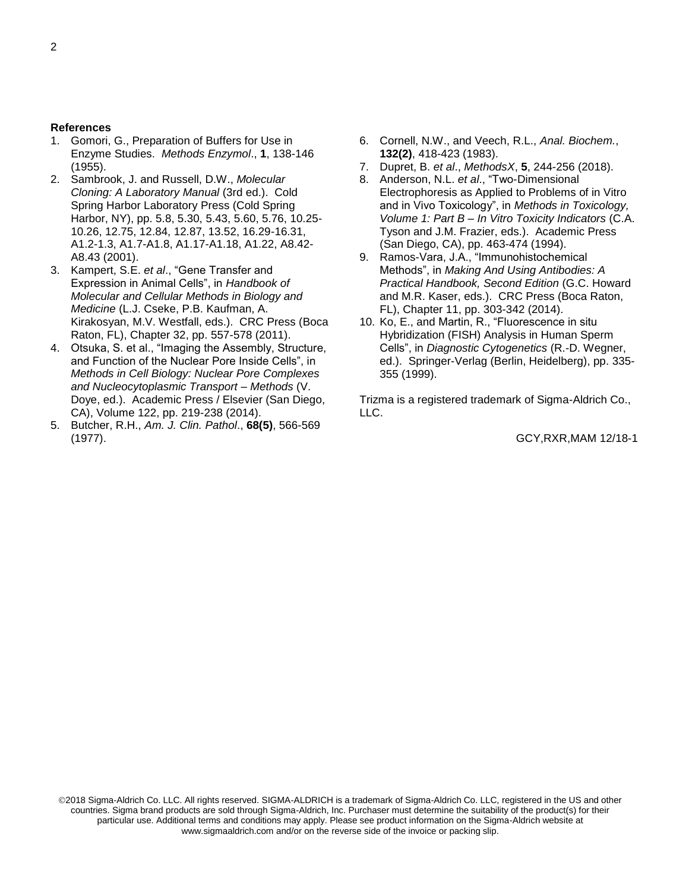**References**

1. Gomori, G., Preparation of Buffers for Use in Enzyme Studies. *Methods Enzymol*., **1**, 138-146 (1955).
2. Sambrook, J. and Russell, D.W., *Molecular Cloning: A Laboratory Manual* (3rd ed.). Cold Spring Harbor Laboratory Press (Cold Spring Harbor, NY), pp. 5.8, 5.30, 5.43, 5.60, 5.76, 10.25-10.26, 12.75, 12.84, 12.87, 13.52, 16.29-16.31, A1.2-1.3, A1.7-A1.8, A1.17-A1.18, A1.22, A8.42-A8.43 (2001).
3. Kampert, S.E. *et al*., "Gene Transfer and Expression in Animal Cells", in *Handbook of Molecular and Cellular Methods in Biology and Medicine* (L.J. Cseke, P.B. Kaufman, A. Kirakosyan, M.V. Westfall, eds.). CRC Press (Boca Raton, FL), Chapter 32, pp. 557-578 (2011).
4. Otsuka, S. et al., "Imaging the Assembly, Structure, and Function of the Nuclear Pore Inside Cells", in *Methods in Cell Biology: Nuclear Pore Complexes and Nucleocytoplasmic Transport – Methods* (V. Doye, ed.). Academic Press / Elsevier (San Diego, CA), Volume 122, pp. 219-238 (2014).
5. Butcher, R.H., *Am. J. Clin. Pathol*., **68(5)**, 566-569 (1977).
6. Cornell, N.W., and Veech, R.L., *Anal. Biochem.*, **132(2)**, 418-423 (1983).
7. Dupret, B. *et al*., *MethodsX*, **5**, 244-256 (2018).
8. Anderson, N.L. *et al*., "Two-Dimensional Electrophoresis as Applied to Problems of in Vitro and in Vivo Toxicology", in *Methods in Toxicology, Volume 1: Part B – In Vitro Toxicity Indicators* (C.A. Tyson and J.M. Frazier, eds.). Academic Press (San Diego, CA), pp. 463-474 (1994).
9. Ramos-Vara, J.A., "Immunohistochemical Methods", in *Making And Using Antibodies: A Practical Handbook, Second Edition* (G.C. Howard and M.R. Kaser, eds.). CRC Press (Boca Raton, FL), Chapter 11, pp. 303-342 (2014).
10. Ko, E., and Martin, R., "Fluorescence in situ Hybridization (FISH) Analysis in Human Sperm Cells", in *Diagnostic Cytogenetics* (R.-D. Wegner, ed.). Springer-Verlag (Berlin, Heidelberg), pp. 335-355 (1999).

Trizma is a registered trademark of Sigma-Aldrich Co., LLC.

GCY,RXR,MAM 12/18-1

©2018 Sigma-Aldrich Co. LLC. All rights reserved. SIGMA-ALDRICH is a trademark of Sigma-Aldrich Co. LLC, registered in the US and other countries. Sigma brand products are sold through Sigma-Aldrich, Inc. Purchaser must determine the suitability of the product(s) for their particular use. Additional terms and conditions may apply. Please see product information on the Sigma-Aldrich website at www.sigmaaldrich.com and/or on the reverse side of the invoice or packing slip.